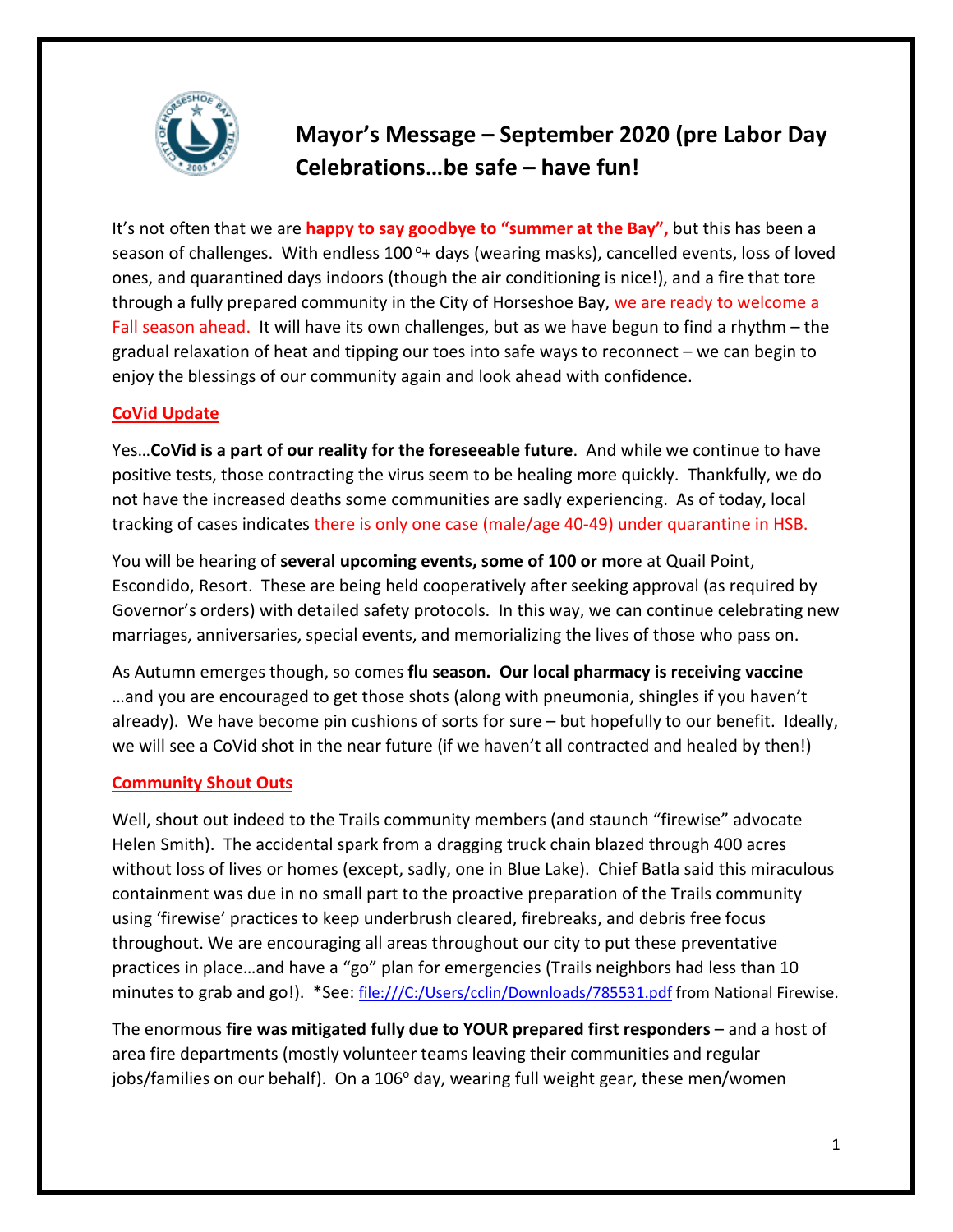# Mayor's Message – September 2020 (pre Labor Day Celebrations…be safe – have fun!

It's not often that we are **happy to say goodbye to "summer at the Bay",** but this has been a season of challenges. With endless 100 °+ days (wearing masks), cancelled events, loss of loved ones, and quarantined days indoors (though the air conditioning is nice!), and a fire that tore through a fully prepared community in the City of Horseshoe Bay, we are ready to welcome a Fall season ahead. It will have its own challenges, but as we have begun to find a rhythm – the gradual relaxation of heat and tipping our toes into safe ways to reconnect – we can begin to enjoy the blessings of our community again and look ahead with confidence.

## CoVid Update

Yes…**CoVid is a part of our reality for the foreseeable future**. And while we continue to have positive tests, those contracting the virus seem to be healing more quickly. Thankfully, we do not have the increased deaths some communities are sadly experiencing. As of today, local tracking of cases indicates there is only one case (male/age 40-49) under quarantine in HSB.

You will be hearing of **several upcoming events, some of 100 or mo**re at Quail Point, Escondido, Resort. These are being held cooperatively after seeking approval (as required by Governor's orders) with detailed safety protocols. In this way, we can continue celebrating new marriages, anniversaries, special events, and memorializing the lives of those who pass on.

As Autumn emerges though, so comes **flu season. Our local pharmacy is receiving vaccine** …and you are encouraged to get those shots (along with pneumonia, shingles if you haven't already). We have become pin cushions of sorts for sure – but hopefully to our benefit. Ideally, we will see a CoVid shot in the near future (if we haven't all contracted and healed by then!)

## Community Shout Outs

Well, shout out indeed to the Trails community members (and staunch "firewise" advocate Helen Smith). The accidental spark from a dragging truck chain blazed through 400 acres without loss of lives or homes (except, sadly, one in Blue Lake). Chief Batla said this miraculous containment was due in no small part to the proactive preparation of the Trails community using 'firewise' practices to keep underbrush cleared, firebreaks, and debris free focus throughout. We are encouraging all areas throughout our city to put these preventative practices in place…and have a "go" plan for emergencies (Trails neighbors had less than 10 minutes to grab and go!). *See: file:///C:/Users/cclin/Downloads/785531.pdf from National Firewise.

The enormous **fire was mitigated fully due to YOUR prepared first responders** – and a host of area fire departments (mostly volunteer teams leaving their communities and regular jobs/families on our behalf). On a 106° day, wearing full weight gear, these men/women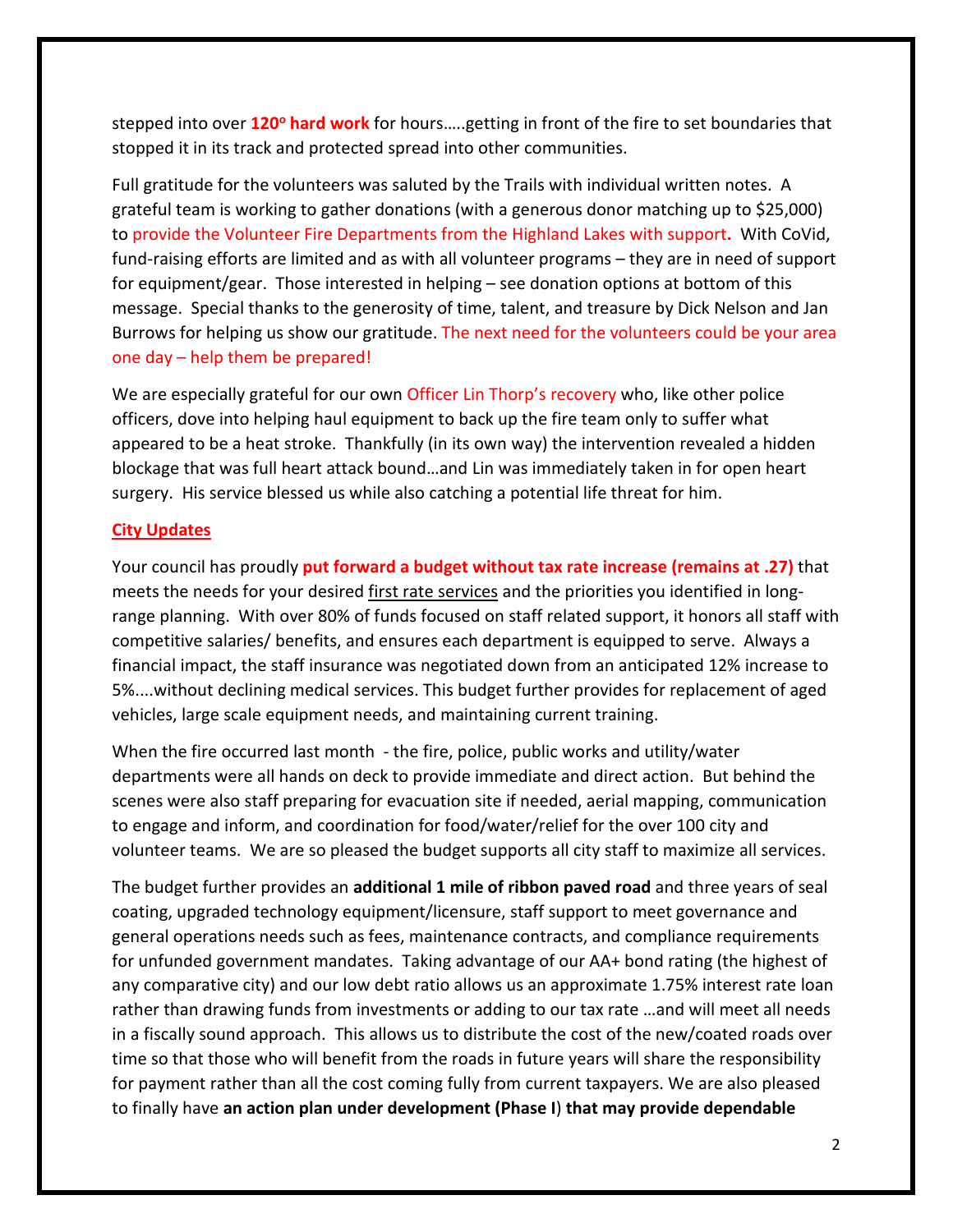stepped into over **120° hard work** for hours…..getting in front of the fire to set boundaries that stopped it in its track and protected spread into other communities.

Full gratitude for the volunteers was saluted by the Trails with individual written notes. A grateful team is working to gather donations (with a generous donor matching up to $25,000) to provide the Volunteer Fire Departments from the Highland Lakes with support**.** With CoVid, fund-raising efforts are limited and as with all volunteer programs – they are in need of support for equipment/gear. Those interested in helping – see donation options at bottom of this message. Special thanks to the generosity of time, talent, and treasure by Dick Nelson and Jan Burrows for helping us show our gratitude. The next need for the volunteers could be your area one day – help them be prepared!

We are especially grateful for our own Officer Lin Thorp's recovery who, like other police officers, dove into helping haul equipment to back up the fire team only to suffer what appeared to be a heat stroke. Thankfully (in its own way) the intervention revealed a hidden blockage that was full heart attack bound…and Lin was immediately taken in for open heart surgery. His service blessed us while also catching a potential life threat for him.

## City Updates

Your council has proudly **put forward a budget without tax rate increase (remains at .27)** that meets the needs for your desired first rate services and the priorities you identified in long-range planning. With over 80% of funds focused on staff related support, it honors all staff with competitive salaries/ benefits, and ensures each department is equipped to serve. Always a financial impact, the staff insurance was negotiated down from an anticipated 12% increase to 5%....without declining medical services. This budget further provides for replacement of aged vehicles, large scale equipment needs, and maintaining current training.

When the fire occurred last month - the fire, police, public works and utility/water departments were all hands on deck to provide immediate and direct action. But behind the scenes were also staff preparing for evacuation site if needed, aerial mapping, communication to engage and inform, and coordination for food/water/relief for the over 100 city and volunteer teams. We are so pleased the budget supports all city staff to maximize all services.

The budget further provides an **additional 1 mile of ribbon paved road** and three years of seal coating, upgraded technology equipment/licensure, staff support to meet governance and general operations needs such as fees, maintenance contracts, and compliance requirements for unfunded government mandates. Taking advantage of our AA+ bond rating (the highest of any comparative city) and our low debt ratio allows us an approximate 1.75% interest rate loan rather than drawing funds from investments or adding to our tax rate …and will meet all needs in a fiscally sound approach. This allows us to distribute the cost of the new/coated roads over time so that those who will benefit from the roads in future years will share the responsibility for payment rather than all the cost coming fully from current taxpayers. We are also pleased to finally have **an action plan under development (Phase I**) **that may provide dependable**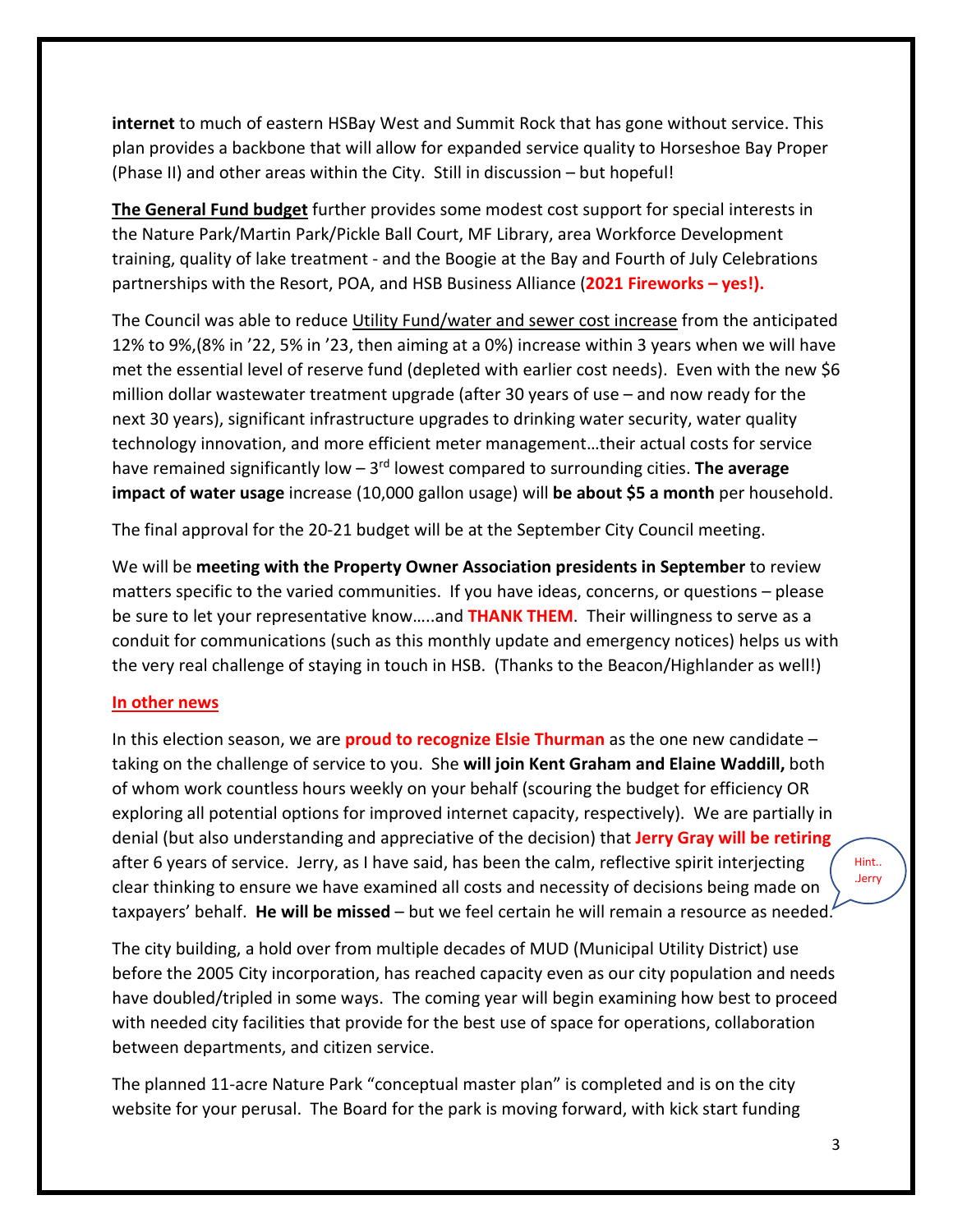**internet** to much of eastern HSBay West and Summit Rock that has gone without service. This plan provides a backbone that will allow for expanded service quality to Horseshoe Bay Proper (Phase II) and other areas within the City. Still in discussion – but hopeful!

**The General Fund budget** further provides some modest cost support for special interests in the Nature Park/Martin Park/Pickle Ball Court, MF Library, area Workforce Development training, quality of lake treatment - and the Boogie at the Bay and Fourth of July Celebrations partnerships with the Resort, POA, and HSB Business Alliance (**2021 Fireworks – yes!).**

The Council was able to reduce Utility Fund/water and sewer cost increase from the anticipated 12% to 9%,(8% in '22, 5% in '23, then aiming at a 0%) increase within 3 years when we will have met the essential level of reserve fund (depleted with earlier cost needs). Even with the new $6 million dollar wastewater treatment upgrade (after 30 years of use – and now ready for the next 30 years), significant infrastructure upgrades to drinking water security, water quality technology innovation, and more efficient meter management…their actual costs for service have remained significantly low – 3rd lowest compared to surrounding cities. **The average impact of water usage** increase (10,000 gallon usage) will **be about $5 a month** per household.

The final approval for the 20-21 budget will be at the September City Council meeting.

We will be **meeting with the Property Owner Association presidents in September** to review matters specific to the varied communities. If you have ideas, concerns, or questions – please be sure to let your representative know…..and **THANK THEM**. Their willingness to serve as a conduit for communications (such as this monthly update and emergency notices) helps us with the very real challenge of staying in touch in HSB. (Thanks to the Beacon/Highlander as well!)

**In other news**

In this election season, we are **proud to recognize Elsie Thurman** as the one new candidate – taking on the challenge of service to you. She **will join Kent Graham and Elaine Waddill,** both of whom work countless hours weekly on your behalf (scouring the budget for efficiency OR exploring all potential options for improved internet capacity, respectively). We are partially in denial (but also understanding and appreciative of the decision) that **Jerry Gray will be retiring** after 6 years of service. Jerry, as I have said, has been the calm, reflective spirit interjecting clear thinking to ensure we have examined all costs and necessity of decisions being made on taxpayers' behalf. **He will be missed** – but we feel certain he will remain a resource as needed.

Hint.. .Jerry

The city building, a hold over from multiple decades of MUD (Municipal Utility District) use before the 2005 City incorporation, has reached capacity even as our city population and needs have doubled/tripled in some ways. The coming year will begin examining how best to proceed with needed city facilities that provide for the best use of space for operations, collaboration between departments, and citizen service.

The planned 11-acre Nature Park "conceptual master plan" is completed and is on the city website for your perusal. The Board for the park is moving forward, with kick start funding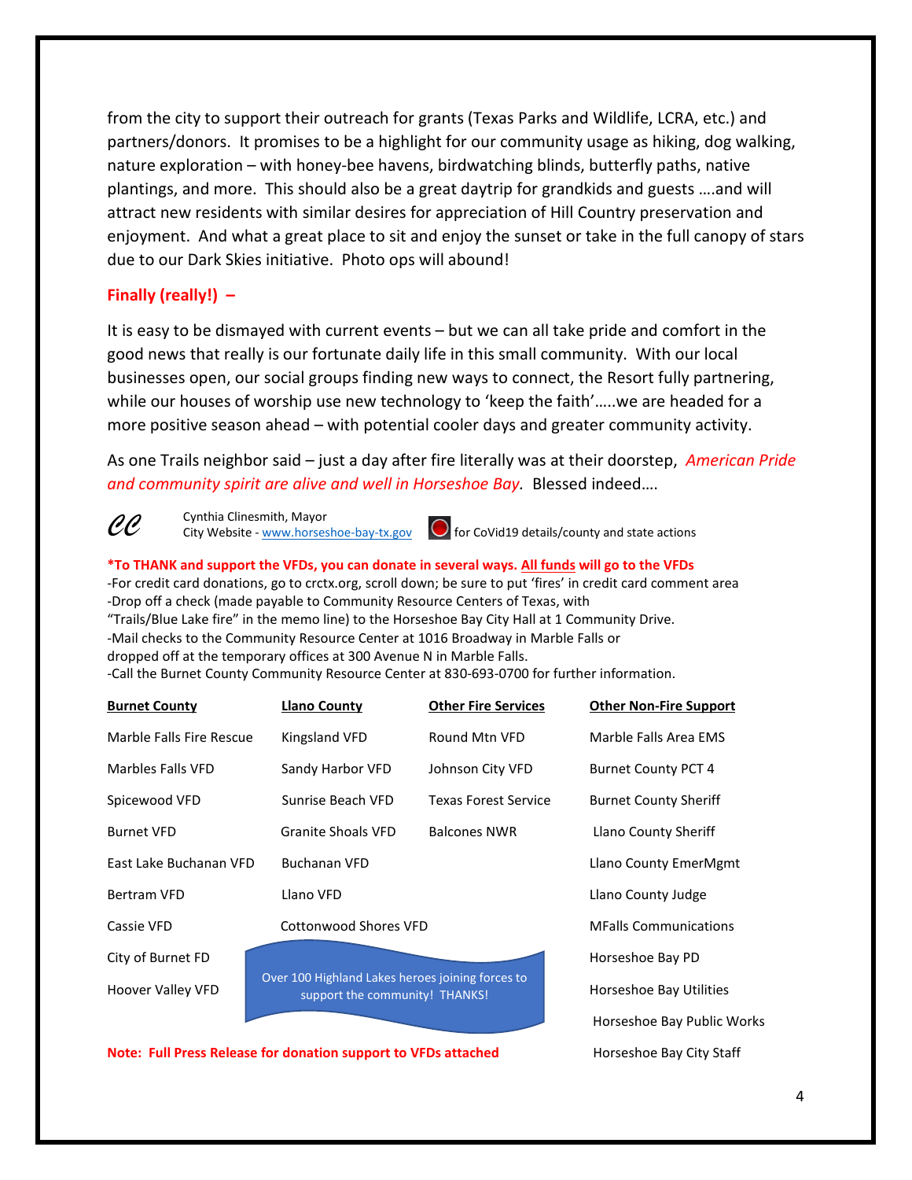from the city to support their outreach for grants (Texas Parks and Wildlife, LCRA, etc.) and partners/donors. It promises to be a highlight for our community usage as hiking, dog walking, nature exploration – with honey-bee havens, birdwatching blinds, butterfly paths, native plantings, and more. This should also be a great daytrip for grandkids and guests ….and will attract new residents with similar desires for appreciation of Hill Country preservation and enjoyment. And what a great place to sit and enjoy the sunset or take in the full canopy of stars due to our Dark Skies initiative. Photo ops will abound!

**Finally (really!) –**

It is easy to be dismayed with current events – but we can all take pride and comfort in the good news that really is our fortunate daily life in this small community. With our local businesses open, our social groups finding new ways to connect, the Resort fully partnering, while our houses of worship use new technology to 'keep the faith'…..we are headed for a more positive season ahead – with potential cooler days and greater community activity.

As one Trails neighbor said – just a day after fire literally was at their doorstep, *American Pride and community spirit are alive and well in Horseshoe Bay.* Blessed indeed….

*CC*

Cynthia Clinesmith, Mayor
City Website - www.horseshoe-bay-tx.gov for CoVid19 details/county and state actions

**\*To THANK and support the VFDs, you can donate in several ways. All funds will go to the VFDs**

-For credit card donations, go to crctx.org, scroll down; be sure to put 'fires' in credit card comment area
-Drop off a check (made payable to Community Resource Centers of Texas, with "Trails/Blue Lake fire" in the memo line) to the Horseshoe Bay City Hall at 1 Community Drive.
-Mail checks to the Community Resource Center at 1016 Broadway in Marble Falls or dropped off at the temporary offices at 300 Avenue N in Marble Falls.
-Call the Burnet County Community Resource Center at 830-693-0700 for further information.

| Burnet County | Llano County | Other Fire Services | Other Non-Fire Support |
|---|---|---|---|
| Marble Falls Fire Rescue | Kingsland VFD | Round Mtn VFD | Marble Falls Area EMS |
| Marbles Falls VFD | Sandy Harbor VFD | Johnson City VFD | Burnet County PCT 4 |
| Spicewood VFD | Sunrise Beach VFD | Texas Forest Service | Burnet County Sheriff |
| Burnet VFD | Granite Shoals VFD | Balcones NWR | Llano County Sheriff |
| East Lake Buchanan VFD | Buchanan VFD | | Llano County EmerMgmt |
| Bertram VFD | Llano VFD | | Llano County Judge |
| Cassie VFD | Cottonwood Shores VFD | | MFalls Communications |
| City of Burnet FD | | | Horseshoe Bay PD |
| Hoover Valley VFD | | | Horseshoe Bay Utilities |
| | | | Horseshoe Bay Public Works |
| | | | Horseshoe Bay City Staff |

Over 100 Highland Lakes heroes joining forces to support the community! THANKS!

**Note: Full Press Release for donation support to VFDs attached**